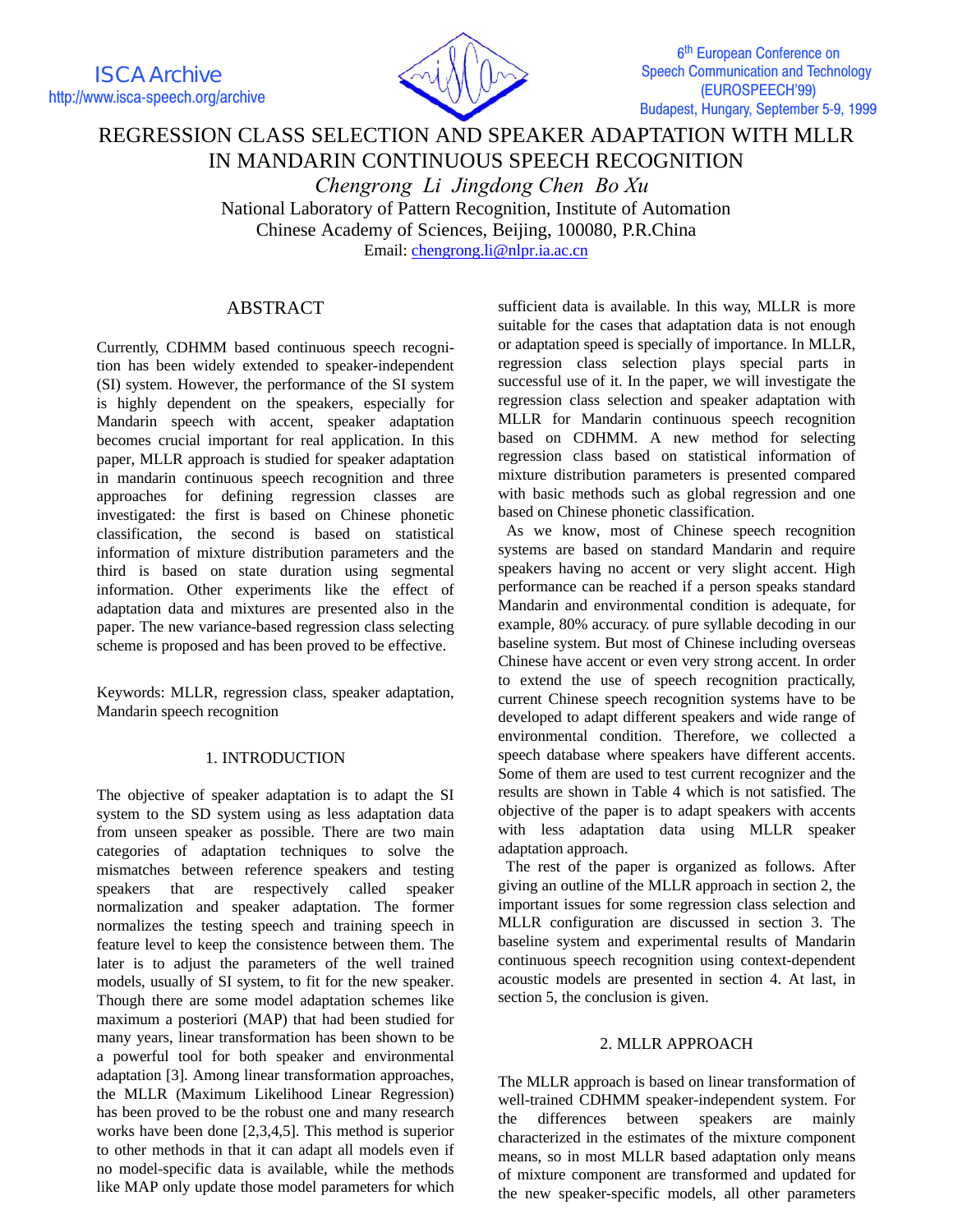# REGRESSION CLASS SELECTION AND SPEAKER ADAPTATION WITH MLLR IN MANDARIN CONTINUOUS SPEECH RECOGNITION

*Chengrong Li Jingdong Chen Bo Xu*

National Laboratory of Pattern Recognition, Institute of Automation
Chinese Academy of Sciences, Beijing, 100080, P.R.China
Email: chengrong.li@nlpr.ia.ac.cn

## ABSTRACT

Currently, CDHMM based continuous speech recognition has been widely extended to speaker-independent (SI) system. However, the performance of the SI system is highly dependent on the speakers, especially for Mandarin speech with accent, speaker adaptation becomes crucial important for real application. In this paper, MLLR approach is studied for speaker adaptation in mandarin continuous speech recognition and three approaches for defining regression classes are investigated: the first is based on Chinese phonetic classification, the second is based on statistical information of mixture distribution parameters and the third is based on state duration using segmental information. Other experiments like the effect of adaptation data and mixtures are presented also in the paper. The new variance-based regression class selecting scheme is proposed and has been proved to be effective.

Keywords: MLLR, regression class, speaker adaptation, Mandarin speech recognition

## 1. INTRODUCTION

The objective of speaker adaptation is to adapt the SI system to the SD system using as less adaptation data from unseen speaker as possible. There are two main categories of adaptation techniques to solve the mismatches between reference speakers and testing speakers that are respectively called speaker normalization and speaker adaptation. The former normalizes the testing speech and training speech in feature level to keep the consistence between them. The later is to adjust the parameters of the well trained models, usually of SI system, to fit for the new speaker. Though there are some model adaptation schemes like maximum a posteriori (MAP) that had been studied for many years, linear transformation has been shown to be a powerful tool for both speaker and environmental adaptation [3]. Among linear transformation approaches, the MLLR (Maximum Likelihood Linear Regression) has been proved to be the robust one and many research works have been done [2,3,4,5]. This method is superior to other methods in that it can adapt all models even if no model-specific data is available, while the methods like MAP only update those model parameters for which sufficient data is available. In this way, MLLR is more suitable for the cases that adaptation data is not enough or adaptation speed is specially of importance. In MLLR, regression class selection plays special parts in successful use of it. In the paper, we will investigate the regression class selection and speaker adaptation with MLLR for Mandarin continuous speech recognition based on CDHMM. A new method for selecting regression class based on statistical information of mixture distribution parameters is presented compared with basic methods such as global regression and one based on Chinese phonetic classification.

As we know, most of Chinese speech recognition systems are based on standard Mandarin and require speakers having no accent or very slight accent. High performance can be reached if a person speaks standard Mandarin and environmental condition is adequate, for example, 80% accuracy. of pure syllable decoding in our baseline system. But most of Chinese including overseas Chinese have accent or even very strong accent. In order to extend the use of speech recognition practically, current Chinese speech recognition systems have to be developed to adapt different speakers and wide range of environmental condition. Therefore, we collected a speech database where speakers have different accents. Some of them are used to test current recognizer and the results are shown in Table 4 which is not satisfied. The objective of the paper is to adapt speakers with accents with less adaptation data using MLLR speaker adaptation approach.

The rest of the paper is organized as follows. After giving an outline of the MLLR approach in section 2, the important issues for some regression class selection and MLLR configuration are discussed in section 3. The baseline system and experimental results of Mandarin continuous speech recognition using context-dependent acoustic models are presented in section 4. At last, in section 5, the conclusion is given.

## 2. MLLR APPROACH

The MLLR approach is based on linear transformation of well-trained CDHMM speaker-independent system. For the differences between speakers are mainly characterized in the estimates of the mixture component means, so in most MLLR based adaptation only means of mixture component are transformed and updated for the new speaker-specific models, all other parameters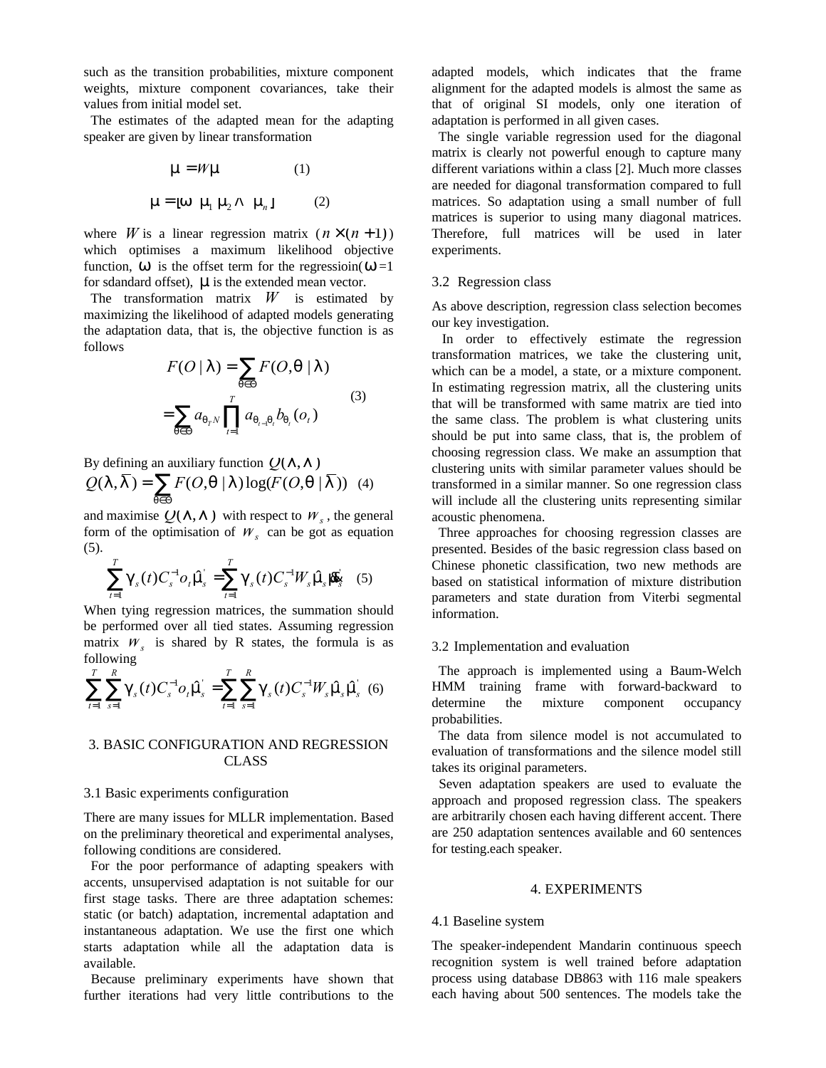such as the transition probabilities, mixture component weights, mixture component covariances, take their values from initial model set.

The estimates of the adapted mean for the adapting speaker are given by linear transformation

$$\hat{\mu} = W\mu \qquad (1)$$

$$\mu = [\omega \ \mu_1 \ \mu_2 \ \Lambda \ \mu_n] \qquad (2)$$

where $W$ is a linear regression matrix ($n \times (n+1)$) which optimises a maximum likelihood objective function, $\omega$ is the offset term for the regressioin($\omega$=1 for sdandard offset), $\mu$ is the extended mean vector.

The transformation matrix $W$ is estimated by maximizing the likelihood of adapted models generating the adaptation data, that is, the objective function is as follows

$$
\begin{aligned}
F(O \mid \lambda) &= \sum_{\theta \in \Theta} F(O, \theta \mid \lambda) \\
&= \sum_{\theta \in \Theta} a_{\theta_T N} \prod_{t=1}^{T} a_{\theta_{t-1}\theta_t} b_{\theta_t}(o_t)
\end{aligned} \qquad (3)
$$

By defining an auxiliary function $Q(\Lambda, \Lambda)$

$$Q(\lambda, \bar{\lambda}) = \sum_{\theta \in \Theta} F(O, \theta \mid \lambda) \log(F(O, \theta \mid \bar{\lambda})) \quad (4)$$

and maximise $Q(\Lambda, \Lambda)$ with respect to $W_s$, the general form of the optimisation of $W_s$ can be got as equation (5).

$$\sum_{t=1}^{T} \gamma_s(t) C_s^{-1} o_t \hat{\mu}_s' = \sum_{t=1}^{T} \gamma_s(t) C_s^{-1} W_s \hat{\mu}_s \hat{\mu}_s' \quad (5)$$

When tying regression matrices, the summation should be performed over all tied states. Assuming regression matrix $W_s$ is shared by R states, the formula is as following

$$\sum_{t=1}^{T} \sum_{s=1}^{R} \gamma_s(t) C_s^{-1} o_t \hat{\mu}_s' = \sum_{t=1}^{T} \sum_{s=1}^{R} \gamma_s(t) C_s^{-1} W_s \hat{\mu}_s \hat{\mu}_s' \quad (6)$$

## 3. BASIC CONFIGURATION AND REGRESSION CLASS

### 3.1 Basic experiments configuration

There are many issues for MLLR implementation. Based on the preliminary theoretical and experimental analyses, following conditions are considered.

For the poor performance of adapting speakers with accents, unsupervised adaptation is not suitable for our first stage tasks. There are three adaptation schemes: static (or batch) adaptation, incremental adaptation and instantaneous adaptation. We use the first one which starts adaptation while all the adaptation data is available.

Because preliminary experiments have shown that further iterations had very little contributions to the adapted models, which indicates that the frame alignment for the adapted models is almost the same as that of original SI models, only one iteration of adaptation is performed in all given cases.

The single variable regression used for the diagonal matrix is clearly not powerful enough to capture many different variations within a class [2]. Much more classes are needed for diagonal transformation compared to full matrices. So adaptation using a small number of full matrices is superior to using many diagonal matrices. Therefore, full matrices will be used in later experiments.

### 3.2 Regression class

As above description, regression class selection becomes our key investigation.

In order to effectively estimate the regression transformation matrices, we take the clustering unit, which can be a model, a state, or a mixture component. In estimating regression matrix, all the clustering units that will be transformed with same matrix are tied into the same class. The problem is what clustering units should be put into same class, that is, the problem of choosing regression class. We make an assumption that clustering units with similar parameter values should be transformed in a similar manner. So one regression class will include all the clustering units representing similar acoustic phenomena.

Three approaches for choosing regression classes are presented. Besides of the basic regression class based on Chinese phonetic classification, two new methods are based on statistical information of mixture distribution parameters and state duration from Viterbi segmental information.

### 3.2 Implementation and evaluation

The approach is implemented using a Baum-Welch HMM training frame with forward-backward to determine the mixture component occupancy probabilities.

The data from silence model is not accumulated to evaluation of transformations and the silence model still takes its original parameters.

Seven adaptation speakers are used to evaluate the approach and proposed regression class. The speakers are arbitrarily chosen each having different accent. There are 250 adaptation sentences available and 60 sentences for testing.each speaker.

## 4. EXPERIMENTS

### 4.1 Baseline system

The speaker-independent Mandarin continuous speech recognition system is well trained before adaptation process using database DB863 with 116 male speakers each having about 500 sentences. The models take the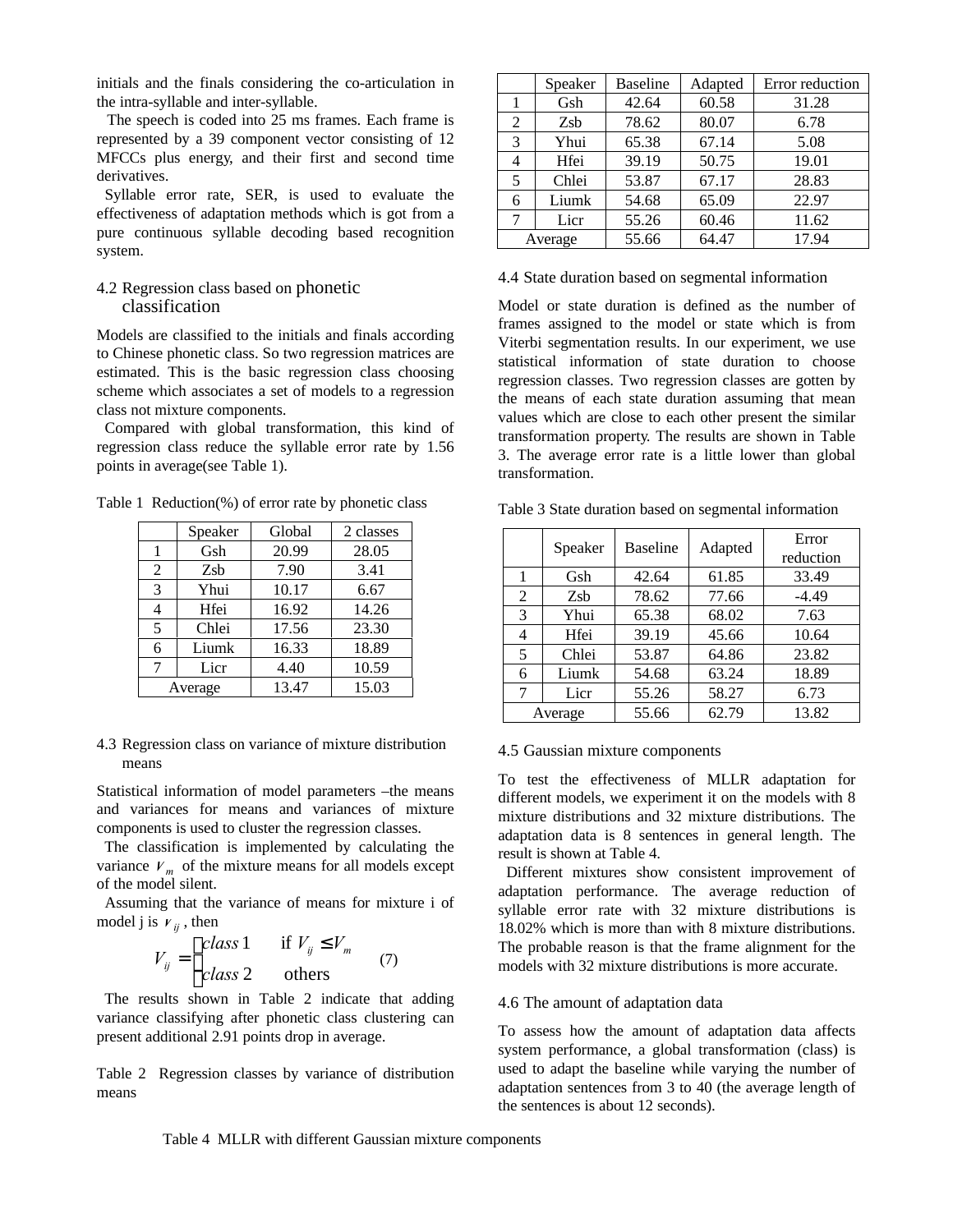initials and the finals considering the co-articulation in the intra-syllable and inter-syllable.

The speech is coded into 25 ms frames. Each frame is represented by a 39 component vector consisting of 12 MFCCs plus energy, and their first and second time derivatives.

Syllable error rate, SER, is used to evaluate the effectiveness of adaptation methods which is got from a pure continuous syllable decoding based recognition system.

### 4.2 Regression class based on phonetic classification

Models are classified to the initials and finals according to Chinese phonetic class. So two regression matrices are estimated. This is the basic regression class choosing scheme which associates a set of models to a regression class not mixture components.

Compared with global transformation, this kind of regression class reduce the syllable error rate by 1.56 points in average(see Table 1).

Table 1 Reduction(%) of error rate by phonetic class

| | Speaker | Global | 2 classes |
|---|---|---|---|
| 1 | Gsh | 20.99 | 28.05 |
| 2 | Zsb | 7.90 | 3.41 |
| 3 | Yhui | 10.17 | 6.67 |
| 4 | Hfei | 16.92 | 14.26 |
| 5 | Chlei | 17.56 | 23.30 |
| 6 | Liumk | 16.33 | 18.89 |
| 7 | Licr | 4.40 | 10.59 |
| Average | | 13.47 | 15.03 |

### 4.3 Regression class on variance of mixture distribution means

Statistical information of model parameters –the means and variances for means and variances of mixture components is used to cluster the regression classes.

The classification is implemented by calculating the variance $V_m$ of the mixture means for all models except of the model silent.

Assuming that the variance of means for mixture i of model j is $v_{ij}$, then

$$V_{ij} = \begin{cases} class\,1 & \text{if } V_{ij} \le V_m \\ class\,2 & \text{others} \end{cases} \quad (7)$$

The results shown in Table 2 indicate that adding variance classifying after phonetic class clustering can present additional 2.91 points drop in average.

Table 2 Regression classes by variance of distribution means

| | Speaker | Baseline | Adapted | Error reduction |
|---|---|---|---|---|
| 1 | Gsh | 42.64 | 60.58 | 31.28 |
| 2 | Zsb | 78.62 | 80.07 | 6.78 |
| 3 | Yhui | 65.38 | 67.14 | 5.08 |
| 4 | Hfei | 39.19 | 50.75 | 19.01 |
| 5 | Chlei | 53.87 | 67.17 | 28.83 |
| 6 | Liumk | 54.68 | 65.09 | 22.97 |
| 7 | Licr | 55.26 | 60.46 | 11.62 |
| Average | | 55.66 | 64.47 | 17.94 |

### 4.4 State duration based on segmental information

Model or state duration is defined as the number of frames assigned to the model or state which is from Viterbi segmentation results. In our experiment, we use statistical information of state duration to choose regression classes. Two regression classes are gotten by the means of each state duration assuming that mean values which are close to each other present the similar transformation property. The results are shown in Table 3. The average error rate is a little lower than global transformation.

Table 3 State duration based on segmental information

| | Speaker | Baseline | Adapted | Error reduction |
|---|---|---|---|---|
| 1 | Gsh | 42.64 | 61.85 | 33.49 |
| 2 | Zsb | 78.62 | 77.66 | -4.49 |
| 3 | Yhui | 65.38 | 68.02 | 7.63 |
| 4 | Hfei | 39.19 | 45.66 | 10.64 |
| 5 | Chlei | 53.87 | 64.86 | 23.82 |
| 6 | Liumk | 54.68 | 63.24 | 18.89 |
| 7 | Licr | 55.26 | 58.27 | 6.73 |
| Average | | 55.66 | 62.79 | 13.82 |

### 4.5 Gaussian mixture components

To test the effectiveness of MLLR adaptation for different models, we experiment it on the models with 8 mixture distributions and 32 mixture distributions. The adaptation data is 8 sentences in general length. The result is shown at Table 4.

Different mixtures show consistent improvement of adaptation performance. The average reduction of syllable error rate with 32 mixture distributions is 18.02% which is more than with 8 mixture distributions. The probable reason is that the frame alignment for the models with 32 mixture distributions is more accurate.

### 4.6 The amount of adaptation data

To assess how the amount of adaptation data affects system performance, a global transformation (class) is used to adapt the baseline while varying the number of adaptation sentences from 3 to 40 (the average length of the sentences is about 12 seconds).

Table 4 MLLR with different Gaussian mixture components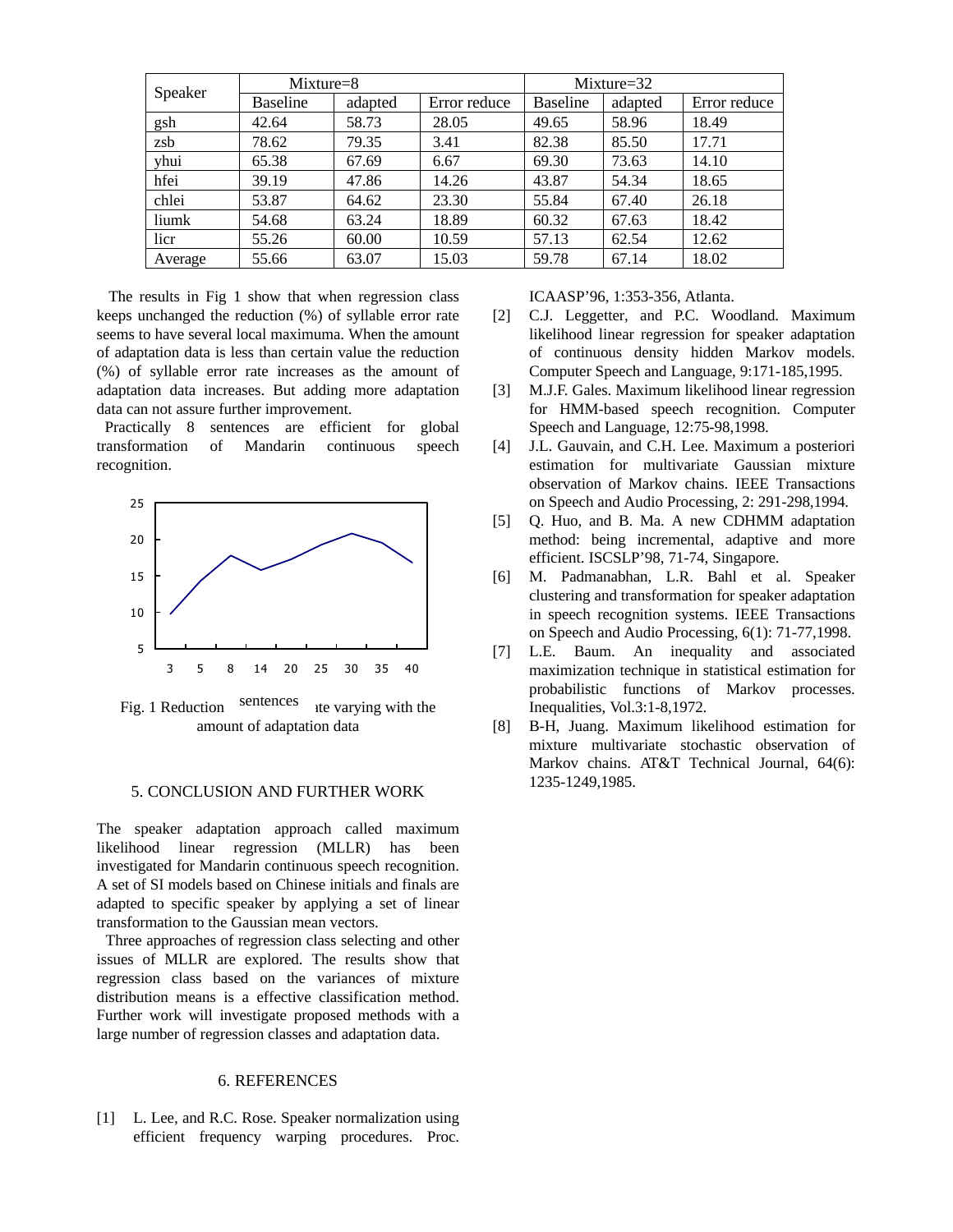| Speaker | Mixture=8 | | | Mixture=32 | | |
|---|---|---|---|---|---|---|
| | Baseline | adapted | Error reduce | Baseline | adapted | Error reduce |
| gsh | 42.64 | 58.73 | 28.05 | 49.65 | 58.96 | 18.49 |
| zsb | 78.62 | 79.35 | 3.41 | 82.38 | 85.50 | 17.71 |
| yhui | 65.38 | 67.69 | 6.67 | 69.30 | 73.63 | 14.10 |
| hfei | 39.19 | 47.86 | 14.26 | 43.87 | 54.34 | 18.65 |
| chlei | 53.87 | 64.62 | 23.30 | 55.84 | 67.40 | 26.18 |
| liumk | 54.68 | 63.24 | 18.89 | 60.32 | 67.63 | 18.42 |
| licr | 55.26 | 60.00 | 10.59 | 57.13 | 62.54 | 12.62 |
| Average | 55.66 | 63.07 | 15.03 | 59.78 | 67.14 | 18.02 |

The results in Fig 1 show that when regression class keeps unchanged the reduction (%) of syllable error rate seems to have several local maximuma. When the amount of adaptation data is less than certain value the reduction (%) of syllable error rate increases as the amount of adaptation data increases. But adding more adaptation data can not assure further improvement.

Practically 8 sentences are efficient for global transformation of Mandarin continuous speech recognition.

25
20
15
10
5
3 5 8 14 20 25 30 35 40
sentences

Fig. 1 Reduction rate varying with the amount of adaptation data

## 5. CONCLUSION AND FURTHER WORK

The speaker adaptation approach called maximum likelihood linear regression (MLLR) has been investigated for Mandarin continuous speech recognition. A set of SI models based on Chinese initials and finals are adapted to specific speaker by applying a set of linear transformation to the Gaussian mean vectors.

Three approaches of regression class selecting and other issues of MLLR are explored. The results show that regression class based on the variances of mixture distribution means is a effective classification method. Further work will investigate proposed methods with a large number of regression classes and adaptation data.

## 6. REFERENCES

[1] L. Lee, and R.C. Rose. Speaker normalization using efficient frequency warping procedures. Proc. ICAASP'96, 1:353-356, Atlanta.

[2] C.J. Leggetter, and P.C. Woodland. Maximum likelihood linear regression for speaker adaptation of continuous density hidden Markov models. Computer Speech and Language, 9:171-185,1995.

[3] M.J.F. Gales. Maximum likelihood linear regression for HMM-based speech recognition. Computer Speech and Language, 12:75-98,1998.

[4] J.L. Gauvain, and C.H. Lee. Maximum a posteriori estimation for multivariate Gaussian mixture observation of Markov chains. IEEE Transactions on Speech and Audio Processing, 2: 291-298,1994.

[5] Q. Huo, and B. Ma. A new CDHMM adaptation method: being incremental, adaptive and more efficient. ISCSLP'98, 71-74, Singapore.

[6] M. Padmanabhan, L.R. Bahl et al. Speaker clustering and transformation for speaker adaptation in speech recognition systems. IEEE Transactions on Speech and Audio Processing, 6(1): 71-77,1998.

[7] L.E. Baum. An inequality and associated maximization technique in statistical estimation for probabilistic functions of Markov processes. Inequalities, Vol.3:1-8,1972.

[8] B-H, Juang. Maximum likelihood estimation for mixture multivariate stochastic observation of Markov chains. AT&T Technical Journal, 64(6): 1235-1249,1985.